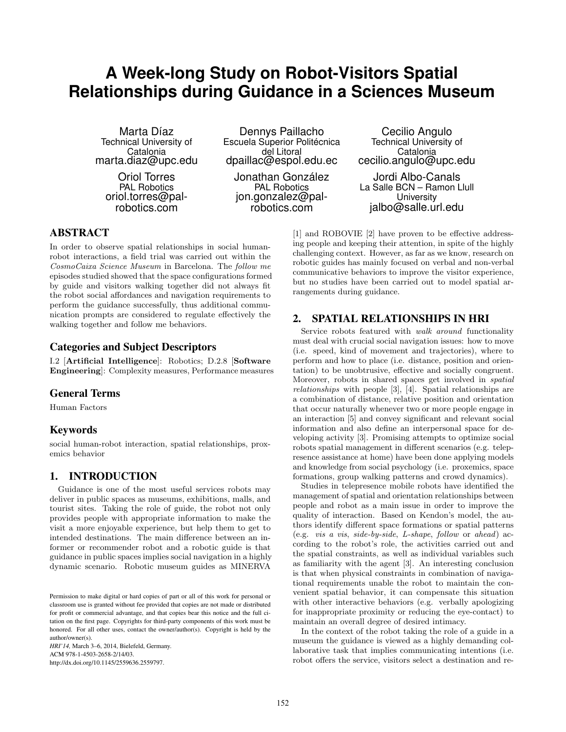# A Week-long Study on Robot-Visitors Spatial Relationships during Guidance in a Sciences Museum

Marta Díaz
Technical University of Catalonia
marta.diaz@upc.edu

Dennys Paillacho
Escuela Superior Politécnica del Litoral
dpaillac@espol.edu.ec

Cecilio Angulo
Technical University of Catalonia
cecilio.angulo@upc.edu

Oriol Torres
PAL Robotics
oriol.torres@pal-robotics.com

Jonathan González
PAL Robotics
jon.gonzalez@pal-robotics.com

Jordi Albo-Canals
La Salle BCN – Ramon Llull University
jalbo@salle.url.edu

## ABSTRACT

In order to observe spatial relationships in social human-robot interactions, a field trial was carried out within the *CosmoCaixa Science Museum* in Barcelona. The *follow me* episodes studied showed that the space configurations formed by guide and visitors walking together did not always fit the robot social affordances and navigation requirements to perform the guidance successfully, thus additional communication prompts are considered to regulate effectively the walking together and follow me behaviors.

### Categories and Subject Descriptors

I.2 [**Artificial Intelligence**]: Robotics; D.2.8 [**Software Engineering**]: Complexity measures, Performance measures

### General Terms

Human Factors

### Keywords

social human-robot interaction, spatial relationships, proxemics behavior

## 1. INTRODUCTION

Guidance is one of the most useful services robots may deliver in public spaces as museums, exhibitions, malls, and tourist sites. Taking the role of guide, the robot not only provides people with appropriate information to make the visit a more enjoyable experience, but help them to get to intended destinations. The main difference between an informer or recommender robot and a robotic guide is that guidance in public spaces implies social navigation in a highly dynamic scenario. Robotic museum guides as MINERVA [1] and ROBOVIE [2] have proven to be effective addressing people and keeping their attention, in spite of the highly challenging context. However, as far as we know, research on robotic guides has mainly focused on verbal and non-verbal communicative behaviors to improve the visitor experience, but no studies have been carried out to model spatial arrangements during guidance.

Permission to make digital or hard copies of part or all of this work for personal or classroom use is granted without fee provided that copies are not made or distributed for profit or commercial advantage, and that copies bear this notice and the full citation on the first page. Copyrights for third-party components of this work must be honored. For all other uses, contact the owner/author(s). Copyright is held by the author/owner(s).
*HRI'14*, March 3–6, 2014, Bielefeld, Germany.
ACM 978-1-4503-2658-2/14/03.
http://dx.doi.org/10.1145/2559636.2559797.

## 2. SPATIAL RELATIONSHIPS IN HRI

Service robots featured with *walk around* functionality must deal with crucial social navigation issues: how to move (i.e. speed, kind of movement and trajectories), where to perform and how to place (i.e. distance, position and orientation) to be unobtrusive, effective and socially congruent. Moreover, robots in shared spaces get involved in *spatial relationships* with people [3], [4]. Spatial relationships are a combination of distance, relative position and orientation that occur naturally whenever two or more people engage in an interaction [5] and convey significant and relevant social information and also define an interpersonal space for developing activity [3]. Promising attempts to optimize social robots spatial management in different scenarios (e.g. telepresence assistance at home) have been done applying models and knowledge from social psychology (i.e. proxemics, space formations, group walking patterns and crowd dynamics).

Studies in telepresence mobile robots have identified the management of spatial and orientation relationships between people and robot as a main issue in order to improve the quality of interaction. Based on Kendon's model, the authors identify different space formations or spatial patterns (e.g. *vis a vis*, *side-by-side*, *L-shape*, *follow* or *ahead*) according to the robot's role, the activities carried out and the spatial constraints, as well as individual variables such as familiarity with the agent [3]. An interesting conclusion is that when physical constraints in combination of navigational requirements unable the robot to maintain the convenient spatial behavior, it can compensate this situation with other interactive behaviors (e.g. verbally apologizing for inappropriate proximity or reducing the eye-contact) to maintain an overall degree of desired intimacy.

In the context of the robot taking the role of a guide in a museum the guidance is viewed as a highly demanding collaborative task that implies communicating intentions (i.e. robot offers the service, visitors select a destination and re-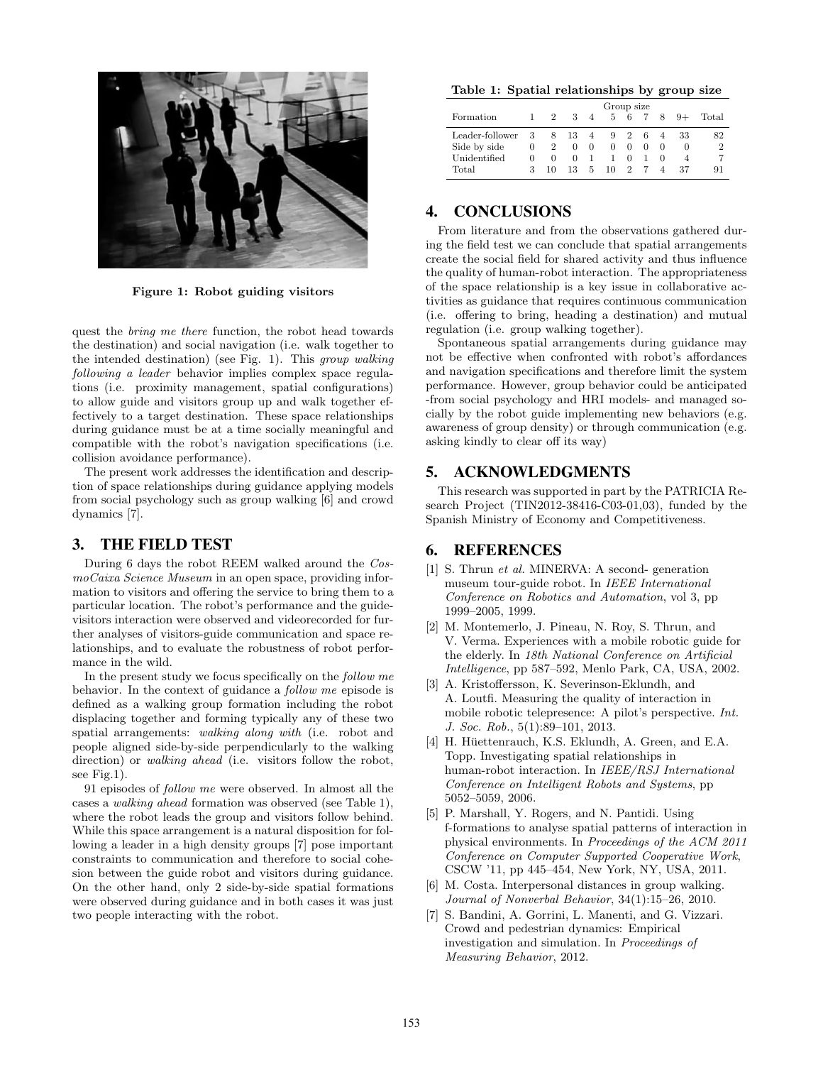Figure 1: Robot guiding visitors

quest the *bring me there* function, the robot head towards the destination) and social navigation (i.e. walk together to the intended destination) (see Fig. 1). This *group walking following a leader* behavior implies complex space regulations (i.e. proximity management, spatial configurations) to allow guide and visitors group up and walk together effectively to a target destination. These space relationships during guidance must be at a time socially meaningful and compatible with the robot's navigation specifications (i.e. collision avoidance performance).

The present work addresses the identification and description of space relationships during guidance applying models from social psychology such as group walking [6] and crowd dynamics [7].

## 3. THE FIELD TEST

During 6 days the robot REEM walked around the *CosmoCaixa Science Museum* in an open space, providing information to visitors and offering the service to bring them to a particular location. The robot's performance and the guide-visitors interaction were observed and videorecorded for further analyses of visitors-guide communication and space relationships, and to evaluate the robustness of robot performance in the wild.

In the present study we focus specifically on the *follow me* behavior. In the context of guidance a *follow me* episode is defined as a walking group formation including the robot displacing together and forming typically any of these two spatial arrangements: *walking along with* (i.e. robot and people aligned side-by-side perpendicularly to the walking direction) or *walking ahead* (i.e. visitors follow the robot, see Fig.1).

91 episodes of *follow me* were observed. In almost all the cases a *walking ahead* formation was observed (see Table 1), where the robot leads the group and visitors follow behind. While this space arrangement is a natural disposition for following a leader in a high density groups [7] pose important constraints to communication and therefore to social cohesion between the guide robot and visitors during guidance. On the other hand, only 2 side-by-side spatial formations were observed during guidance and in both cases it was just two people interacting with the robot.

**Table 1: Spatial relationships by group size**

| | Group size | | | | | | | | | |
|---|---|---|---|---|---|---|---|---|---|---|
| Formation | 1 | 2 | 3 | 4 | 5 | 6 | 7 | 8 | 9+ | Total |
| Leader-follower | 3 | 8 | 13 | 4 | 9 | 2 | 6 | 4 | 33 | 82 |
| Side by side | 0 | 2 | 0 | 0 | 0 | 0 | 0 | 0 | 0 | 2 |
| Unidentified | 0 | 0 | 0 | 1 | 1 | 0 | 1 | 0 | 4 | 7 |
| Total | 3 | 10 | 13 | 5 | 10 | 2 | 7 | 4 | 37 | 91 |

## 4. CONCLUSIONS

From literature and from the observations gathered during the field test we can conclude that spatial arrangements create the social field for shared activity and thus influence the quality of human-robot interaction. The appropriateness of the space relationship is a key issue in collaborative activities as guidance that requires continuous communication (i.e. offering to bring, heading a destination) and mutual regulation (i.e. group walking together).

Spontaneous spatial arrangements during guidance may not be effective when confronted with robot's affordances and navigation specifications and therefore limit the system performance. However, group behavior could be anticipated -from social psychology and HRI models- and managed socially by the robot guide implementing new behaviors (e.g. awareness of group density) or through communication (e.g. asking kindly to clear off its way)

## 5. ACKNOWLEDGMENTS

This research was supported in part by the PATRICIA Research Project (TIN2012-38416-C03-01,03), funded by the Spanish Ministry of Economy and Competitiveness.

## 6. REFERENCES

[1] S. Thrun *et al.* MINERVA: A second- generation museum tour-guide robot. In *IEEE International Conference on Robotics and Automation*, vol 3, pp 1999–2005, 1999.

[2] M. Montemerlo, J. Pineau, N. Roy, S. Thrun, and V. Verma. Experiences with a mobile robotic guide for the elderly. In *18th National Conference on Artificial Intelligence*, pp 587–592, Menlo Park, CA, USA, 2002.

[3] A. Kristoffersson, K. Severinson-Eklundh, and A. Loutfi. Measuring the quality of interaction in mobile robotic telepresence: A pilot's perspective. *Int. J. Soc. Rob.*, 5(1):89–101, 2013.

[4] H. Hüettenrauch, K.S. Eklundh, A. Green, and E.A. Topp. Investigating spatial relationships in human-robot interaction. In *IEEE/RSJ International Conference on Intelligent Robots and Systems*, pp 5052–5059, 2006.

[5] P. Marshall, Y. Rogers, and N. Pantidi. Using f-formations to analyse spatial patterns of interaction in physical environments. In *Proceedings of the ACM 2011 Conference on Computer Supported Cooperative Work*, CSCW '11, pp 445–454, New York, NY, USA, 2011.

[6] M. Costa. Interpersonal distances in group walking. *Journal of Nonverbal Behavior*, 34(1):15–26, 2010.

[7] S. Bandini, A. Gorrini, L. Manenti, and G. Vizzari. Crowd and pedestrian dynamics: Empirical investigation and simulation. In *Proceedings of Measuring Behavior*, 2012.